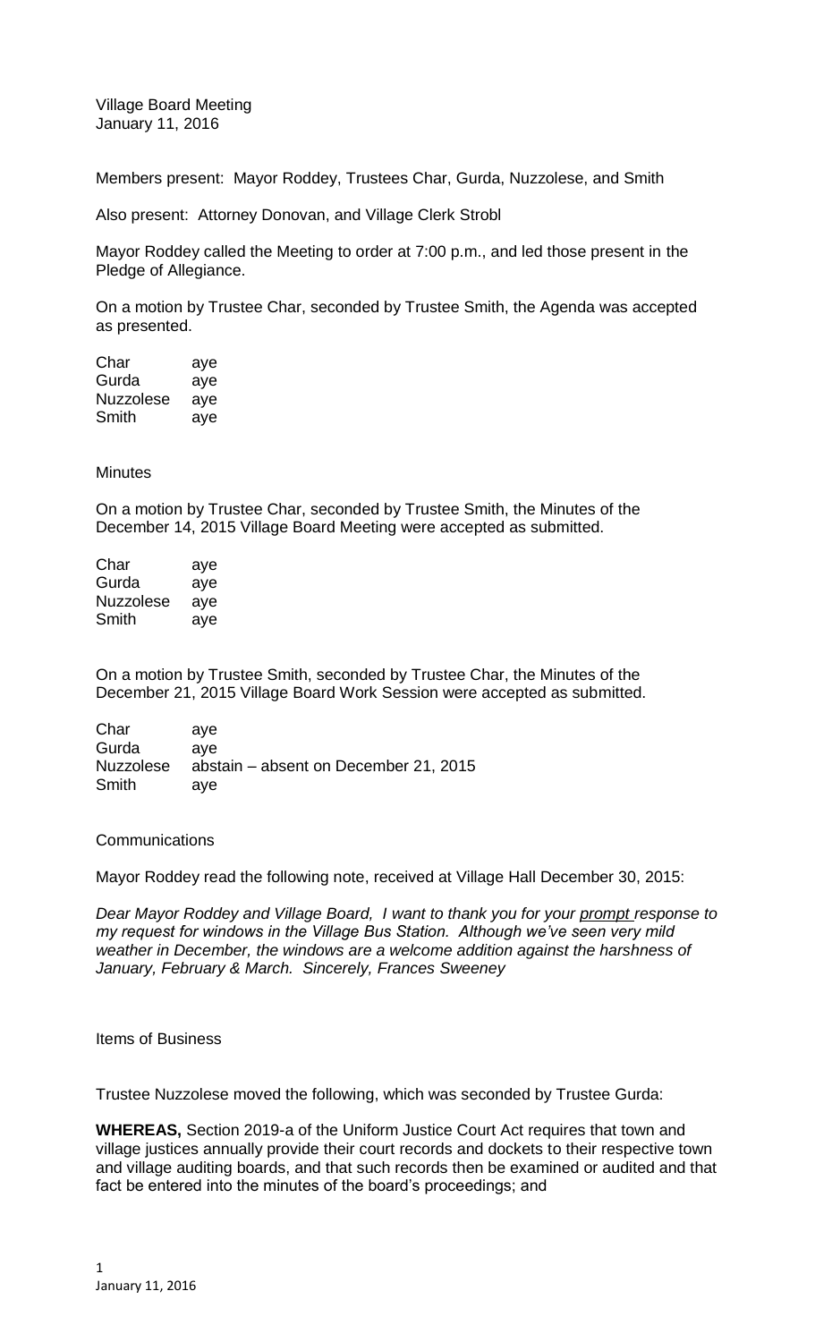Village Board Meeting
January 11, 2016

Members present: Mayor Roddey, Trustees Char, Gurda, Nuzzolese, and Smith

Also present: Attorney Donovan, and Village Clerk Strobl

Mayor Roddey called the Meeting to order at 7:00 p.m., and led those present in the Pledge of Allegiance.

On a motion by Trustee Char, seconded by Trustee Smith, the Agenda was accepted as presented.

| | |
|---|---|
| Char | aye |
| Gurda | aye |
| Nuzzolese | aye |
| Smith | aye |

Minutes

On a motion by Trustee Char, seconded by Trustee Smith, the Minutes of the December 14, 2015 Village Board Meeting were accepted as submitted.

| | |
|---|---|
| Char | aye |
| Gurda | aye |
| Nuzzolese | aye |
| Smith | aye |

On a motion by Trustee Smith, seconded by Trustee Char, the Minutes of the December 21, 2015 Village Board Work Session were accepted as submitted.

| | |
|---|---|
| Char | aye |
| Gurda | aye |
| Nuzzolese | abstain – absent on December 21, 2015 |
| Smith | aye |

Communications

Mayor Roddey read the following note, received at Village Hall December 30, 2015:

*Dear Mayor Roddey and Village Board, I want to thank you for your prompt response to my request for windows in the Village Bus Station. Although we've seen very mild weather in December, the windows are a welcome addition against the harshness of January, February & March. Sincerely, Frances Sweeney*

Items of Business

Trustee Nuzzolese moved the following, which was seconded by Trustee Gurda:

**WHEREAS,** Section 2019-a of the Uniform Justice Court Act requires that town and village justices annually provide their court records and dockets to their respective town and village auditing boards, and that such records then be examined or audited and that fact be entered into the minutes of the board's proceedings; and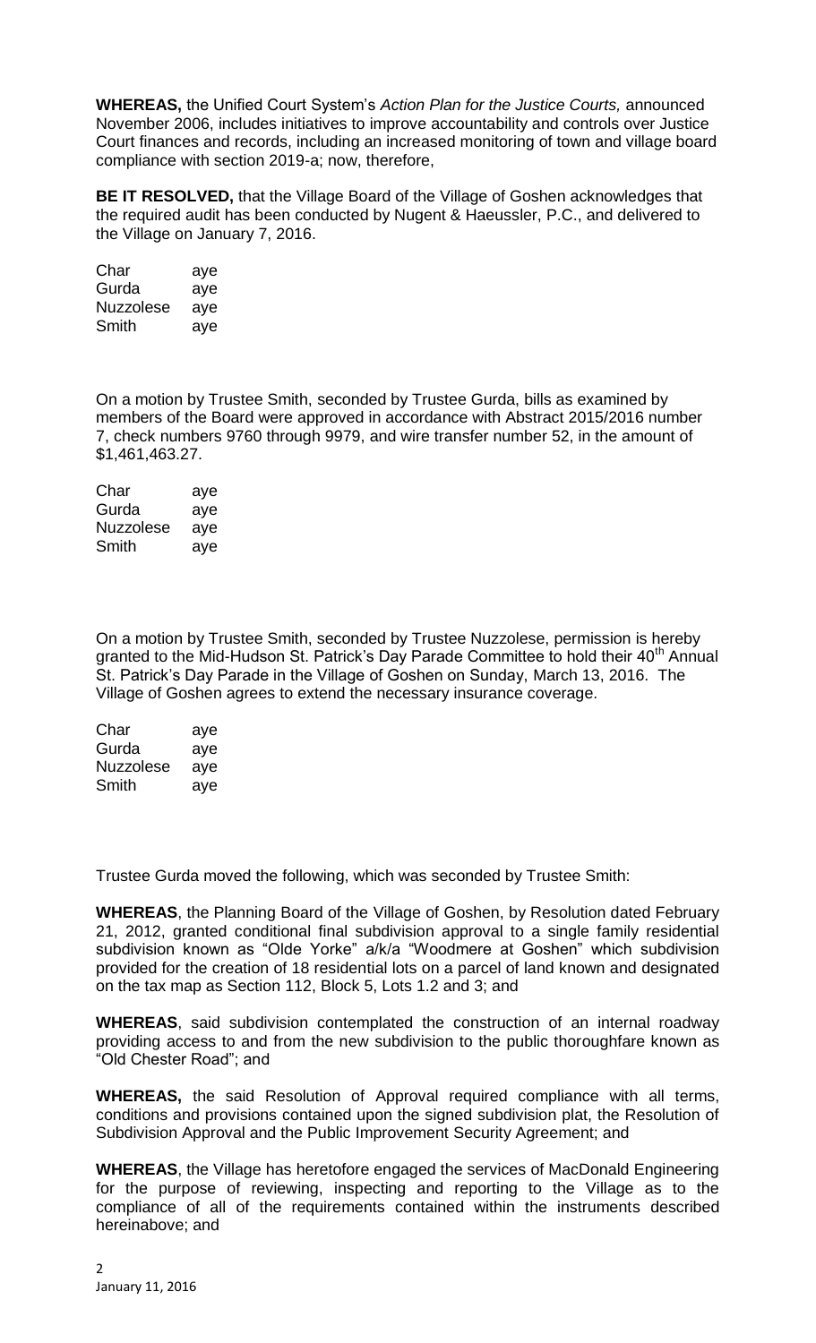**WHEREAS,** the Unified Court System's *Action Plan for the Justice Courts,* announced November 2006, includes initiatives to improve accountability and controls over Justice Court finances and records, including an increased monitoring of town and village board compliance with section 2019-a; now, therefore,

**BE IT RESOLVED,** that the Village Board of the Village of Goshen acknowledges that the required audit has been conducted by Nugent & Haeussler, P.C., and delivered to the Village on January 7, 2016.

| | |
|---|---|
| Char | aye |
| Gurda | aye |
| Nuzzolese | aye |
| Smith | aye |

On a motion by Trustee Smith, seconded by Trustee Gurda, bills as examined by members of the Board were approved in accordance with Abstract 2015/2016 number 7, check numbers 9760 through 9979, and wire transfer number 52, in the amount of $1,461,463.27.

| | |
|---|---|
| Char | aye |
| Gurda | aye |
| Nuzzolese | aye |
| Smith | aye |

On a motion by Trustee Smith, seconded by Trustee Nuzzolese, permission is hereby granted to the Mid-Hudson St. Patrick's Day Parade Committee to hold their 40th Annual St. Patrick's Day Parade in the Village of Goshen on Sunday, March 13, 2016. The Village of Goshen agrees to extend the necessary insurance coverage.

| | |
|---|---|
| Char | aye |
| Gurda | aye |
| Nuzzolese | aye |
| Smith | aye |

Trustee Gurda moved the following, which was seconded by Trustee Smith:

**WHEREAS**, the Planning Board of the Village of Goshen, by Resolution dated February 21, 2012, granted conditional final subdivision approval to a single family residential subdivision known as "Olde Yorke" a/k/a "Woodmere at Goshen" which subdivision provided for the creation of 18 residential lots on a parcel of land known and designated on the tax map as Section 112, Block 5, Lots 1.2 and 3; and

**WHEREAS**, said subdivision contemplated the construction of an internal roadway providing access to and from the new subdivision to the public thoroughfare known as "Old Chester Road"; and

**WHEREAS,** the said Resolution of Approval required compliance with all terms, conditions and provisions contained upon the signed subdivision plat, the Resolution of Subdivision Approval and the Public Improvement Security Agreement; and

**WHEREAS**, the Village has heretofore engaged the services of MacDonald Engineering for the purpose of reviewing, inspecting and reporting to the Village as to the compliance of all of the requirements contained within the instruments described hereinabove; and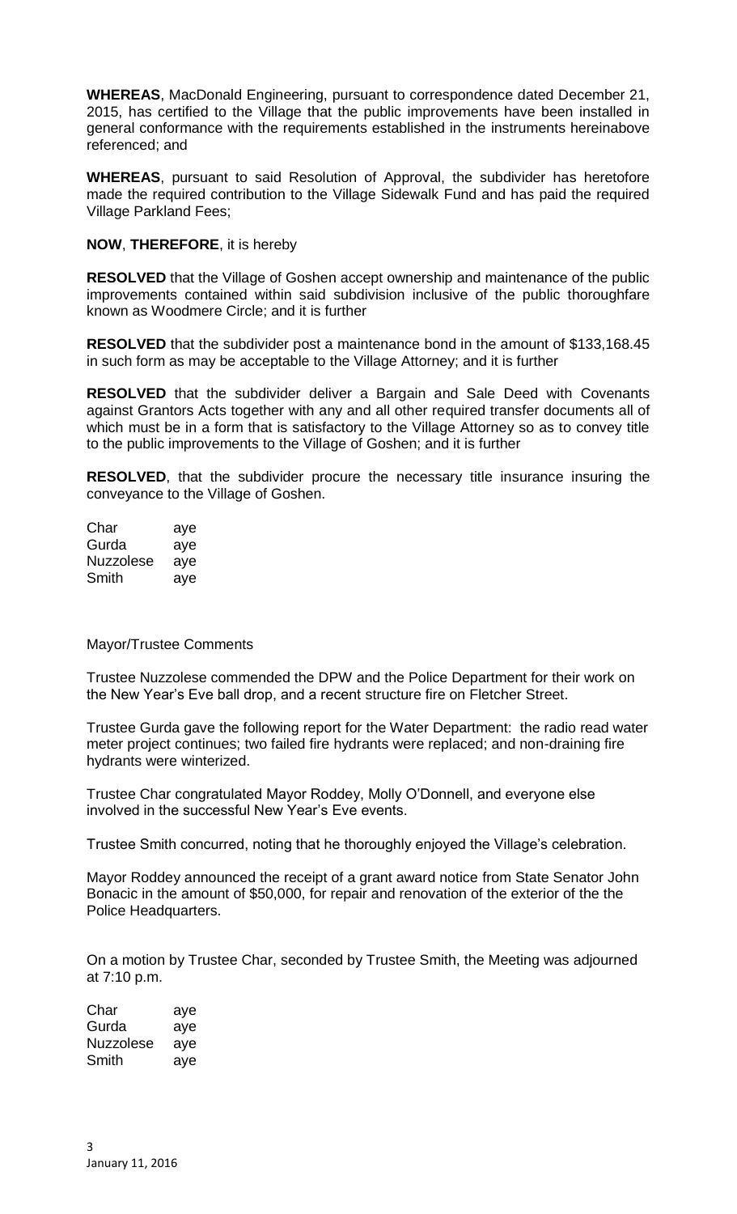**WHEREAS**, MacDonald Engineering, pursuant to correspondence dated December 21, 2015, has certified to the Village that the public improvements have been installed in general conformance with the requirements established in the instruments hereinabove referenced; and

**WHEREAS**, pursuant to said Resolution of Approval, the subdivider has heretofore made the required contribution to the Village Sidewalk Fund and has paid the required Village Parkland Fees;

**NOW**, **THEREFORE**, it is hereby

**RESOLVED** that the Village of Goshen accept ownership and maintenance of the public improvements contained within said subdivision inclusive of the public thoroughfare known as Woodmere Circle; and it is further

**RESOLVED** that the subdivider post a maintenance bond in the amount of $133,168.45 in such form as may be acceptable to the Village Attorney; and it is further

**RESOLVED** that the subdivider deliver a Bargain and Sale Deed with Covenants against Grantors Acts together with any and all other required transfer documents all of which must be in a form that is satisfactory to the Village Attorney so as to convey title to the public improvements to the Village of Goshen; and it is further

**RESOLVED**, that the subdivider procure the necessary title insurance insuring the conveyance to the Village of Goshen.

| | |
|---|---|
| Char | aye |
| Gurda | aye |
| Nuzzolese | aye |
| Smith | aye |

Mayor/Trustee Comments

Trustee Nuzzolese commended the DPW and the Police Department for their work on the New Year's Eve ball drop, and a recent structure fire on Fletcher Street.

Trustee Gurda gave the following report for the Water Department: the radio read water meter project continues; two failed fire hydrants were replaced; and non-draining fire hydrants were winterized.

Trustee Char congratulated Mayor Roddey, Molly O'Donnell, and everyone else involved in the successful New Year's Eve events.

Trustee Smith concurred, noting that he thoroughly enjoyed the Village's celebration.

Mayor Roddey announced the receipt of a grant award notice from State Senator John Bonacic in the amount of $50,000, for repair and renovation of the exterior of the the Police Headquarters.

On a motion by Trustee Char, seconded by Trustee Smith, the Meeting was adjourned at 7:10 p.m.

| | |
|---|---|
| Char | aye |
| Gurda | aye |
| Nuzzolese | aye |
| Smith | aye |

January 11, 2016